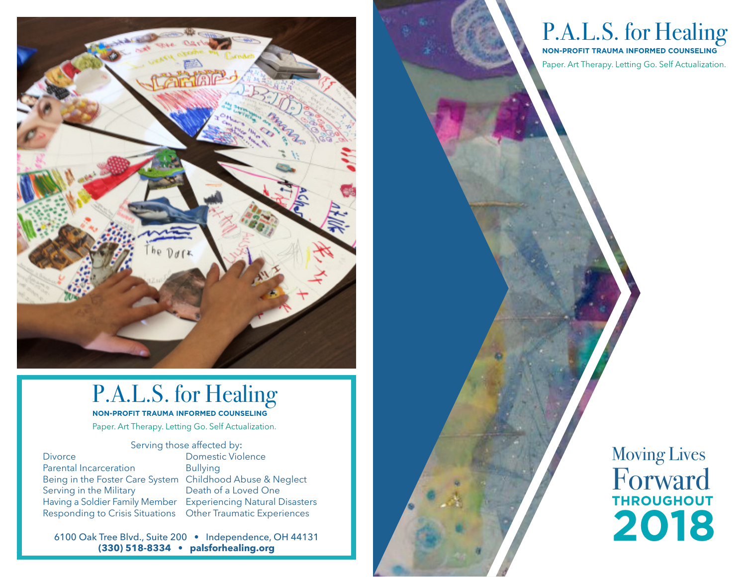# P.A.L.S. for Healing

**NON-PROFIT TRAUMA INFORMED COUNSELING**

Paper. Art Therapy. Letting Go. Self Actualization.

Serving those affected by:

- Divorce
- Parental Incarceration
- Being in the Foster Care System
- Serving in the Military
- Having a Soldier Family Member
- Responding to Crisis Situations
- Domestic Violence
- Bullying
- Childhood Abuse & Neglect
- Death of a Loved One
- Experiencing Natural Disasters
- Other Traumatic Experiences

6100 Oak Tree Blvd., Suite 200 • Independence, OH 44131

**(330) 518-8334 • palsforhealing.org**

# P.A.L.S. for Healing

**NON-PROFIT TRAUMA INFORMED COUNSELING**

Paper. Art Therapy. Letting Go. Self Actualization.

## Moving Lives Forward **THROUGHOUT 2018**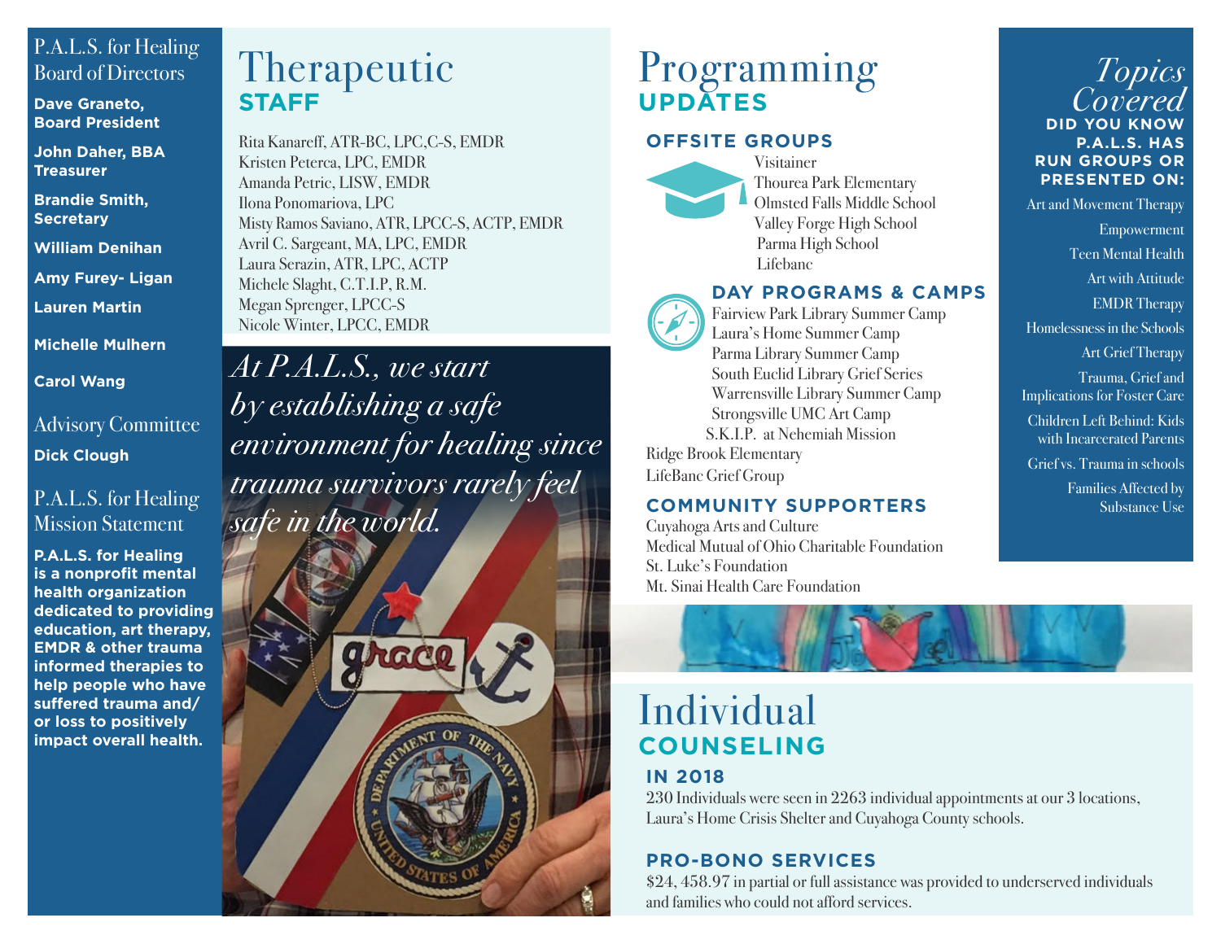## P.A.L.S. for Healing Board of Directors

**Dave Graneto, Board President**

**John Daher, BBA Treasurer**

**Brandie Smith, Secretary**

**William Denihan**

**Amy Furey- Ligan**

**Lauren Martin**

**Michelle Mulhern**

**Carol Wang**

## Advisory Committee

**Dick Clough**

## P.A.L.S. for Healing Mission Statement

**P.A.L.S. for Healing is a nonprofit mental health organization dedicated to providing education, art therapy, EMDR & other trauma informed therapies to help people who have suffered trauma and/or loss to positively impact overall health.**

# Therapeutic STAFF

Rita Kanareff, ATR-BC, LPC,C-S, EMDR
Kristen Peterca, LPC, EMDR
Amanda Petric, LISW, EMDR
Ilona Ponomariova, LPC
Misty Ramos Saviano, ATR, LPCC-S, ACTP, EMDR
Avril C. Sargeant, MA, LPC, EMDR
Laura Serazin, ATR, LPC, ACTP
Michele Slaght, C.T.I.P, R.M.
Megan Sprenger, LPCC-S
Nicole Winter, LPCC, EMDR

*At P.A.L.S., we start by establishing a safe environment for healing since trauma survivors rarely feel safe in the world.*

# Programming UPDATES

### OFFSITE GROUPS

Visitainer
Thourea Park Elementary
Olmsted Falls Middle School
Valley Forge High School
Parma High School
Lifebanc

### DAY PROGRAMS & CAMPS

Fairview Park Library Summer Camp
Laura's Home Summer Camp
Parma Library Summer Camp
South Euclid Library Grief Series
Warrensville Library Summer Camp
Strongsville UMC Art Camp
S.K.I.P. at Nehemiah Mission
Ridge Brook Elementary
LifeBanc Grief Group

### COMMUNITY SUPPORTERS

Cuyahoga Arts and Culture
Medical Mutual of Ohio Charitable Foundation
St. Luke's Foundation
Mt. Sinai Health Care Foundation

## *Topics Covered*

**DID YOU KNOW P.A.L.S. HAS RUN GROUPS OR PRESENTED ON:**

Art and Movement Therapy
Empowerment
Teen Mental Health
Art with Attitude
EMDR Therapy
Homelessness in the Schools
Art Grief Therapy
Trauma, Grief and Implications for Foster Care
Children Left Behind: Kids with Incarcerated Parents
Grief vs. Trauma in schools
Families Affected by Substance Use

# Individual COUNSELING

### IN 2018

230 Individuals were seen in 2263 individual appointments at our 3 locations, Laura's Home Crisis Shelter and Cuyahoga County schools.

### PRO-BONO SERVICES

$24, 458.97 in partial or full assistance was provided to underserved individuals and families who could not afford services.